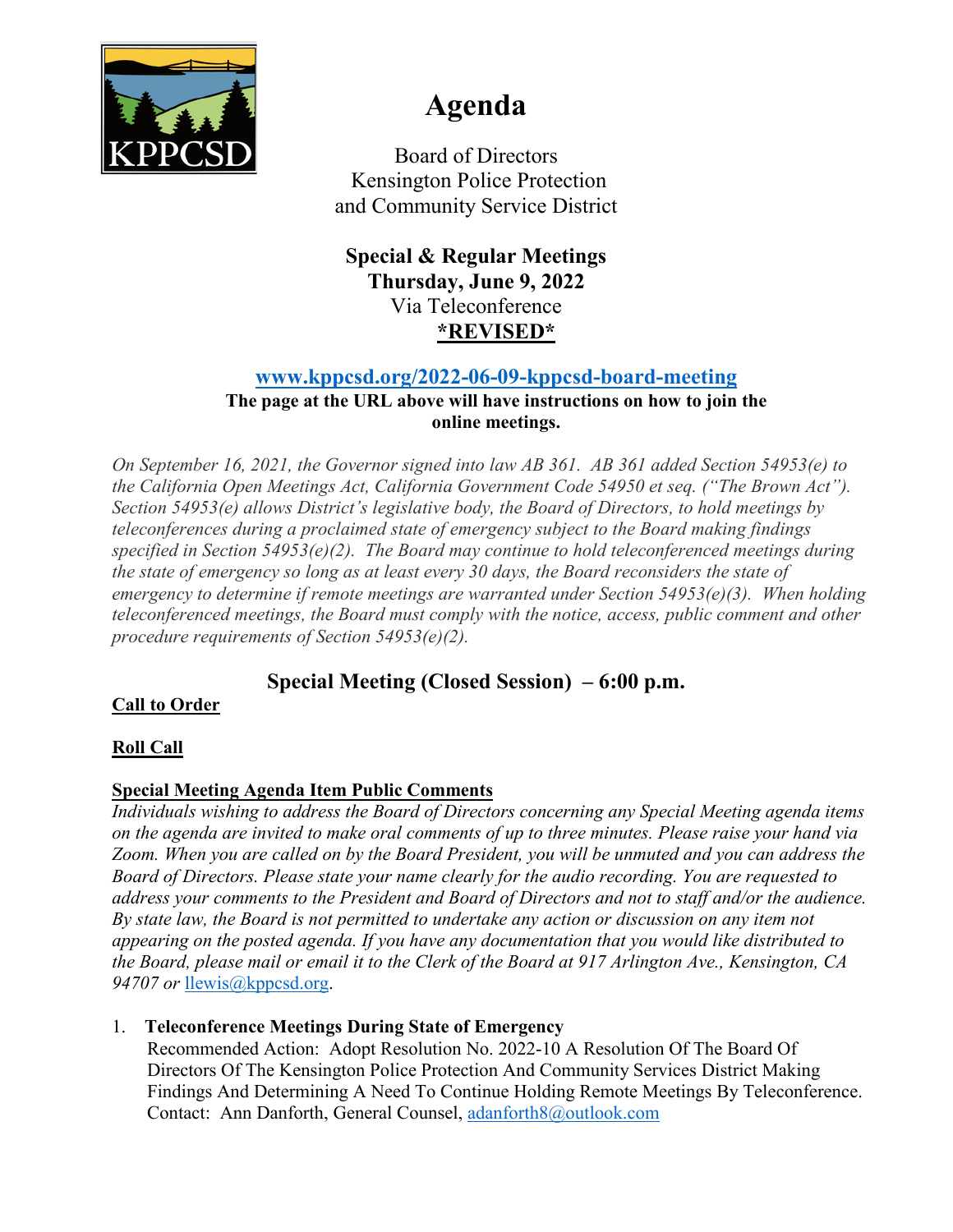# Agenda

Board of Directors
Kensington Police Protection
and Community Service District

**Special & Regular Meetings**
**Thursday, June 9, 2022**
Via Teleconference
**\*REVISED\***

**[www.kppcsd.org/2022-06-09-kppcsd-board-meeting](http://www.kppcsd.org/2022-06-09-kppcsd-board-meeting)**
**The page at the URL above will have instructions on how to join the online meetings.**

*On September 16, 2021, the Governor signed into law AB 361. AB 361 added Section 54953(e) to the California Open Meetings Act, California Government Code 54950 et seq. ("The Brown Act"). Section 54953(e) allows District's legislative body, the Board of Directors, to hold meetings by teleconferences during a proclaimed state of emergency subject to the Board making findings specified in Section 54953(e)(2). The Board may continue to hold teleconferenced meetings during the state of emergency so long as at least every 30 days, the Board reconsiders the state of emergency to determine if remote meetings are warranted under Section 54953(e)(3). When holding teleconferenced meetings, the Board must comply with the notice, access, public comment and other procedure requirements of Section 54953(e)(2).*

## Special Meeting (Closed Session) – 6:00 p.m.

**Call to Order**

**Roll Call**

**Special Meeting Agenda Item Public Comments**
*Individuals wishing to address the Board of Directors concerning any Special Meeting agenda items on the agenda are invited to make oral comments of up to three minutes. Please raise your hand via Zoom. When you are called on by the Board President, you will be unmuted and you can address the Board of Directors. Please state your name clearly for the audio recording. You are requested to address your comments to the President and Board of Directors and not to staff and/or the audience. By state law, the Board is not permitted to undertake any action or discussion on any item not appearing on the posted agenda. If you have any documentation that you would like distributed to the Board, please mail or email it to the Clerk of the Board at 917 Arlington Ave., Kensington, CA 94707 or* llewis@kppcsd.org.

1. **Teleconference Meetings During State of Emergency**
   Recommended Action: Adopt Resolution No. 2022-10 A Resolution Of The Board Of Directors Of The Kensington Police Protection And Community Services District Making Findings And Determining A Need To Continue Holding Remote Meetings By Teleconference.
   Contact: Ann Danforth, General Counsel, adanforth8@outlook.com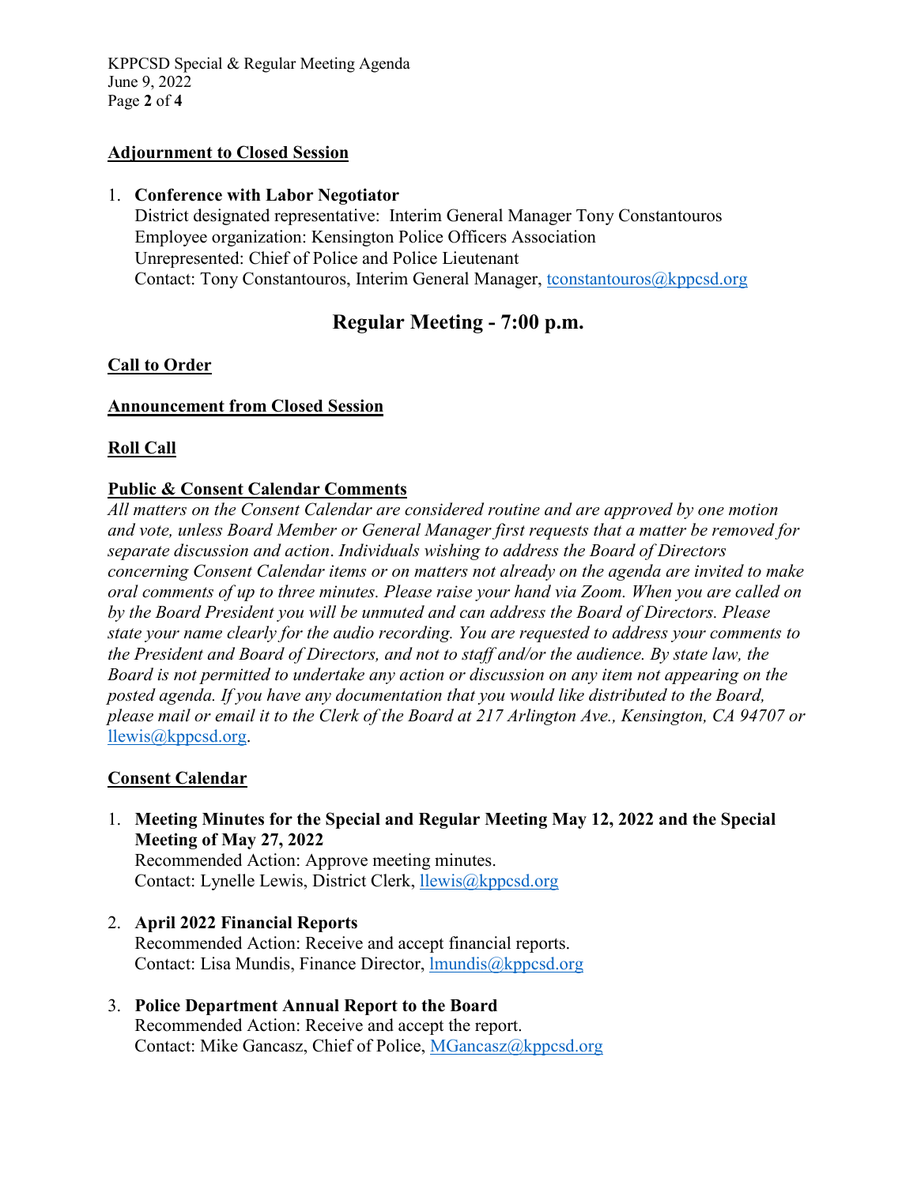**Adjournment to Closed Session**

1. **Conference with Labor Negotiator**
   District designated representative: Interim General Manager Tony Constantouros
   Employee organization: Kensington Police Officers Association
   Unrepresented: Chief of Police and Police Lieutenant
   Contact: Tony Constantouros, Interim General Manager, tconstantouros@kppcsd.org

## Regular Meeting - 7:00 p.m.

**Call to Order**

**Announcement from Closed Session**

**Roll Call**

**Public & Consent Calendar Comments**

*All matters on the Consent Calendar are considered routine and are approved by one motion and vote, unless Board Member or General Manager first requests that a matter be removed for separate discussion and action. Individuals wishing to address the Board of Directors concerning Consent Calendar items or on matters not already on the agenda are invited to make oral comments of up to three minutes. Please raise your hand via Zoom. When you are called on by the Board President you will be unmuted and can address the Board of Directors. Please state your name clearly for the audio recording. You are requested to address your comments to the President and Board of Directors, and not to staff and/or the audience. By state law, the Board is not permitted to undertake any action or discussion on any item not appearing on the posted agenda. If you have any documentation that you would like distributed to the Board, please mail or email it to the Clerk of the Board at 217 Arlington Ave., Kensington, CA 94707 or* llewis@kppcsd.org.

**Consent Calendar**

1. **Meeting Minutes for the Special and Regular Meeting May 12, 2022 and the Special Meeting of May 27, 2022**
   Recommended Action: Approve meeting minutes.
   Contact: Lynelle Lewis, District Clerk, llewis@kppcsd.org

2. **April 2022 Financial Reports**
   Recommended Action: Receive and accept financial reports.
   Contact: Lisa Mundis, Finance Director, lmundis@kppcsd.org

3. **Police Department Annual Report to the Board**
   Recommended Action: Receive and accept the report.
   Contact: Mike Gancasz, Chief of Police, MGancasz@kppcsd.org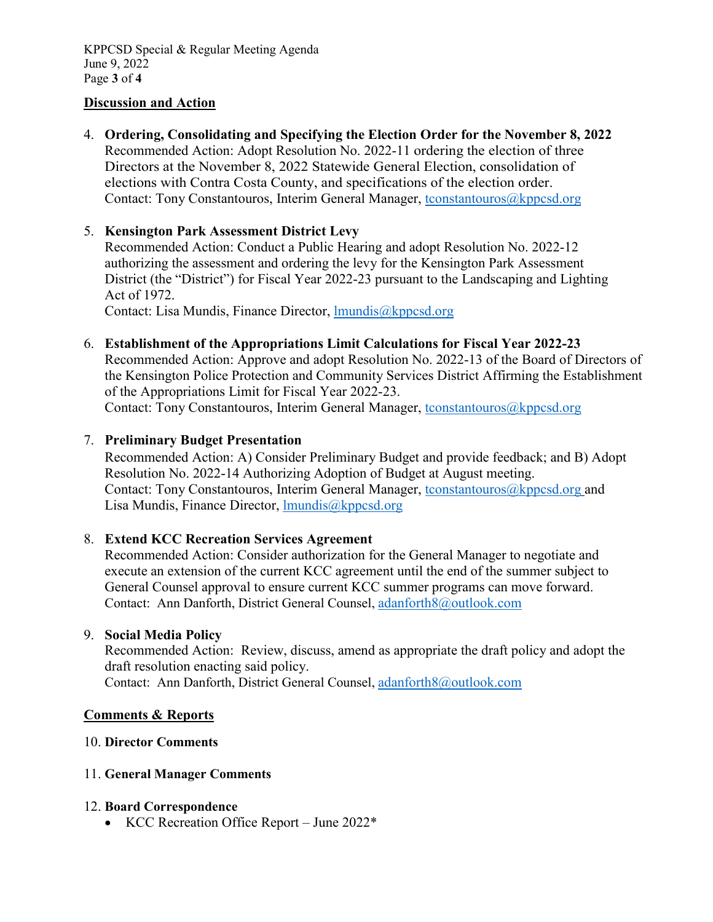## Discussion and Action

4. **Ordering, Consolidating and Specifying the Election Order for the November 8, 2022**
   Recommended Action: Adopt Resolution No. 2022-11 ordering the election of three Directors at the November 8, 2022 Statewide General Election, consolidation of elections with Contra Costa County, and specifications of the election order.
   Contact: Tony Constantouros, Interim General Manager, tconstantouros@kppcsd.org

5. **Kensington Park Assessment District Levy**
   Recommended Action: Conduct a Public Hearing and adopt Resolution No. 2022-12 authorizing the assessment and ordering the levy for the Kensington Park Assessment District (the "District") for Fiscal Year 2022-23 pursuant to the Landscaping and Lighting Act of 1972.
   Contact: Lisa Mundis, Finance Director, lmundis@kppcsd.org

6. **Establishment of the Appropriations Limit Calculations for Fiscal Year 2022-23**
   Recommended Action: Approve and adopt Resolution No. 2022-13 of the Board of Directors of the Kensington Police Protection and Community Services District Affirming the Establishment of the Appropriations Limit for Fiscal Year 2022-23.
   Contact: Tony Constantouros, Interim General Manager, tconstantouros@kppcsd.org

7. **Preliminary Budget Presentation**
   Recommended Action: A) Consider Preliminary Budget and provide feedback; and B) Adopt Resolution No. 2022-14 Authorizing Adoption of Budget at August meeting.
   Contact: Tony Constantouros, Interim General Manager, tconstantouros@kppcsd.org and Lisa Mundis, Finance Director, lmundis@kppcsd.org

8. **Extend KCC Recreation Services Agreement**
   Recommended Action: Consider authorization for the General Manager to negotiate and execute an extension of the current KCC agreement until the end of the summer subject to General Counsel approval to ensure current KCC summer programs can move forward.
   Contact: Ann Danforth, District General Counsel, adanforth8@outlook.com

9. **Social Media Policy**
   Recommended Action: Review, discuss, amend as appropriate the draft policy and adopt the draft resolution enacting said policy.
   Contact: Ann Danforth, District General Counsel, adanforth8@outlook.com

## Comments & Reports

10. **Director Comments**

11. **General Manager Comments**

12. **Board Correspondence**
    - KCC Recreation Office Report – June 2022*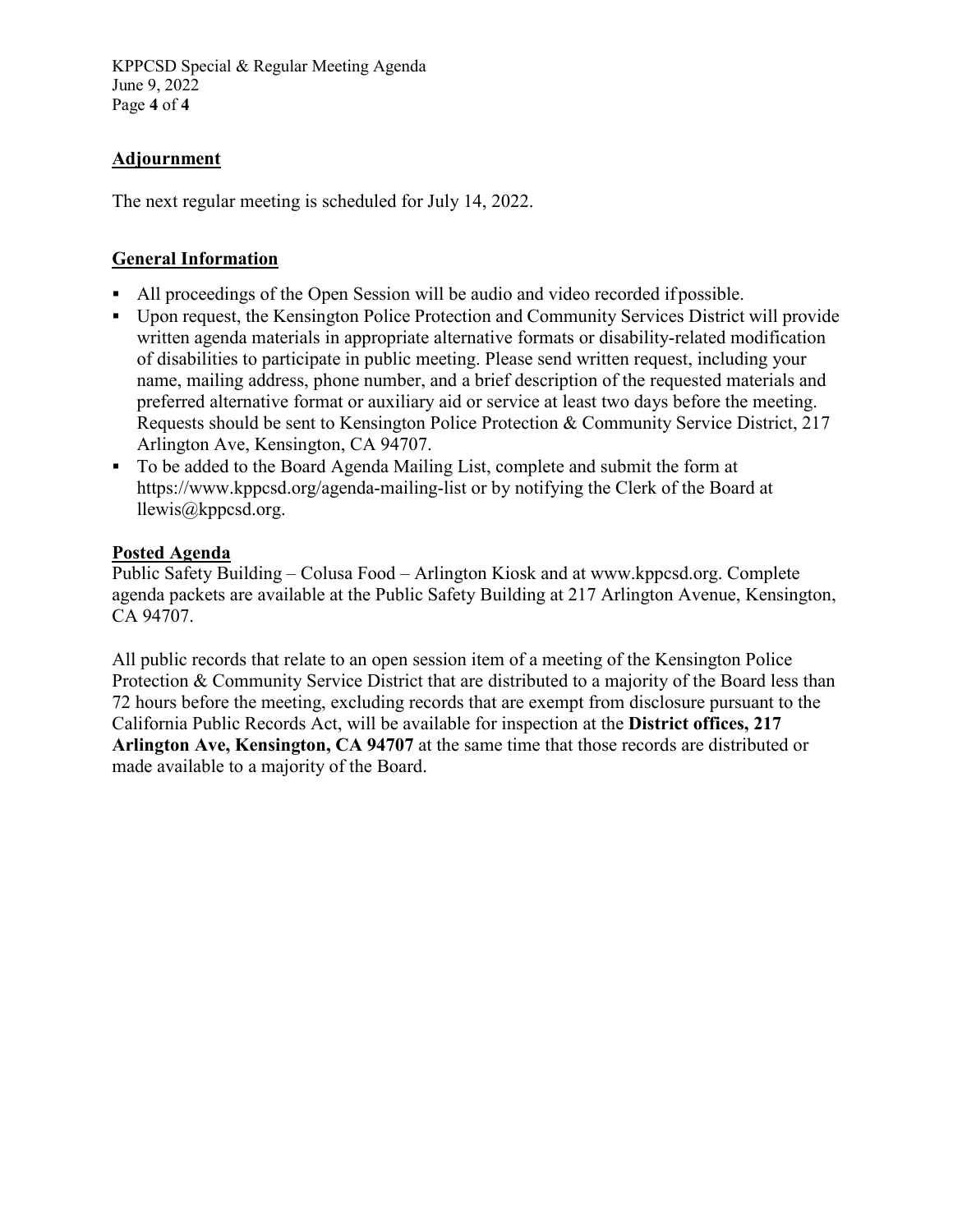## Adjournment

The next regular meeting is scheduled for July 14, 2022.

## General Information

- All proceedings of the Open Session will be audio and video recorded if possible.
- Upon request, the Kensington Police Protection and Community Services District will provide written agenda materials in appropriate alternative formats or disability-related modification of disabilities to participate in public meeting. Please send written request, including your name, mailing address, phone number, and a brief description of the requested materials and preferred alternative format or auxiliary aid or service at least two days before the meeting. Requests should be sent to Kensington Police Protection & Community Service District, 217 Arlington Ave, Kensington, CA 94707.
- To be added to the Board Agenda Mailing List, complete and submit the form at https://www.kppcsd.org/agenda-mailing-list or by notifying the Clerk of the Board at llewis@kppcsd.org.

## Posted Agenda

Public Safety Building – Colusa Food – Arlington Kiosk and at www.kppcsd.org. Complete agenda packets are available at the Public Safety Building at 217 Arlington Avenue, Kensington, CA 94707.

All public records that relate to an open session item of a meeting of the Kensington Police Protection & Community Service District that are distributed to a majority of the Board less than 72 hours before the meeting, excluding records that are exempt from disclosure pursuant to the California Public Records Act, will be available for inspection at the **District offices, 217 Arlington Ave, Kensington, CA 94707** at the same time that those records are distributed or made available to a majority of the Board.